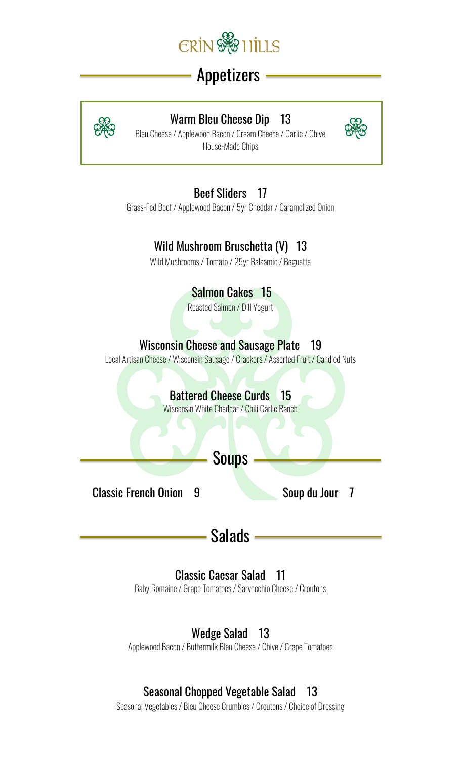# ERIN HILLS

## Appetizers

### Warm Bleu Cheese Dip 13
Bleu Cheese / Applewood Bacon / Cream Cheese / Garlic / Chive
House-Made Chips

### Beef Sliders 17
Grass-Fed Beef / Applewood Bacon / 5yr Cheddar / Caramelized Onion

### Wild Mushroom Bruschetta (V) 13
Wild Mushrooms / Tomato / 25yr Balsamic / Baguette

### Salmon Cakes 15
Roasted Salmon / Dill Yogurt

### Wisconsin Cheese and Sausage Plate 19
Local Artisan Cheese / Wisconsin Sausage / Crackers / Assorted Fruit / Candied Nuts

### Battered Cheese Curds 15
Wisconsin White Cheddar / Chili Garlic Ranch

## Soups

Classic French Onion 9

Soup du Jour 7

## Salads

### Classic Caesar Salad 11
Baby Romaine / Grape Tomatoes / Sarvecchio Cheese / Croutons

### Wedge Salad 13
Applewood Bacon / Buttermilk Bleu Cheese / Chive / Grape Tomatoes

### Seasonal Chopped Vegetable Salad 13
Seasonal Vegetables / Bleu Cheese Crumbles / Croutons / Choice of Dressing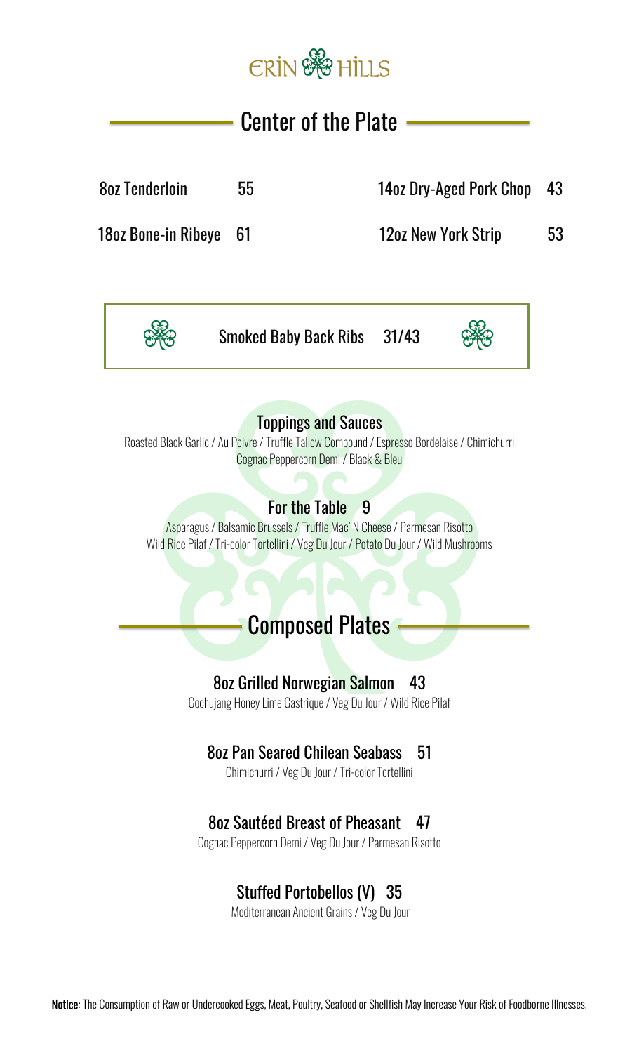# ERIN HILLS

## Center of the Plate

| | | | |
|---|---|---|---|
| 8oz Tenderloin | 55 | 14oz Dry-Aged Pork Chop | 43 |
| 18oz Bone-in Ribeye | 61 | 12oz New York Strip | 53 |

**Smoked Baby Back Ribs 31/43**

### Toppings and Sauces

Roasted Black Garlic / Au Poivre / Truffle Tallow Compound / Espresso Bordelaise / Chimichurri
Cognac Peppercorn Demi / Black & Bleu

### For the Table 9

Asparagus / Balsamic Brussels / Truffle Mac' N Cheese / Parmesan Risotto
Wild Rice Pilaf / Tri-color Tortellini / Veg Du Jour / Potato Du Jour / Wild Mushrooms

## Composed Plates

### 8oz Grilled Norwegian Salmon 43

Gochujang Honey Lime Gastrique / Veg Du Jour / Wild Rice Pilaf

### 8oz Pan Seared Chilean Seabass 51

Chimichurri / Veg Du Jour / Tri-color Tortellini

### 8oz Sautéed Breast of Pheasant 47

Cognac Peppercorn Demi / Veg Du Jour / Parmesan Risotto

### Stuffed Portobellos (V) 35

Mediterranean Ancient Grains / Veg Du Jour

**Notice**: The Consumption of Raw or Undercooked Eggs, Meat, Poultry, Seafood or Shellfish May Increase Your Risk of Foodborne Illnesses.